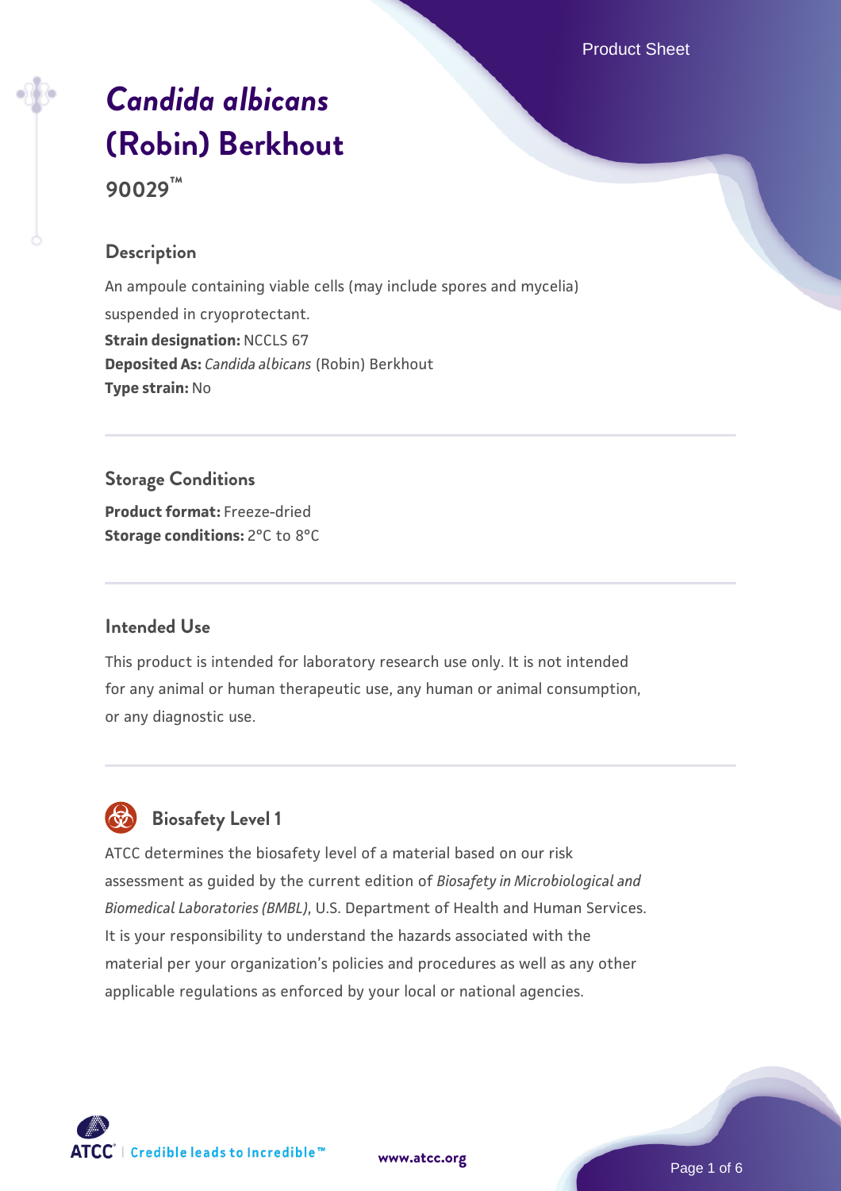# *Candida albicans* (Robin) Berkhout

**90029™**

## Description

An ampoule containing viable cells (may include spores and mycelia) suspended in cryoprotectant.

**Strain designation:** NCCLS 67
**Deposited As:** *Candida albicans* (Robin) Berkhout
**Type strain:** No

## Storage Conditions

**Product format:** Freeze-dried
**Storage conditions:** 2°C to 8°C

## Intended Use

This product is intended for laboratory research use only. It is not intended for any animal or human therapeutic use, any human or animal consumption, or any diagnostic use.

## Biosafety Level 1

ATCC determines the biosafety level of a material based on our risk assessment as guided by the current edition of *Biosafety in Microbiological and Biomedical Laboratories (BMBL)*, U.S. Department of Health and Human Services. It is your responsibility to understand the hazards associated with the material per your organization's policies and procedures as well as any other applicable regulations as enforced by your local or national agencies.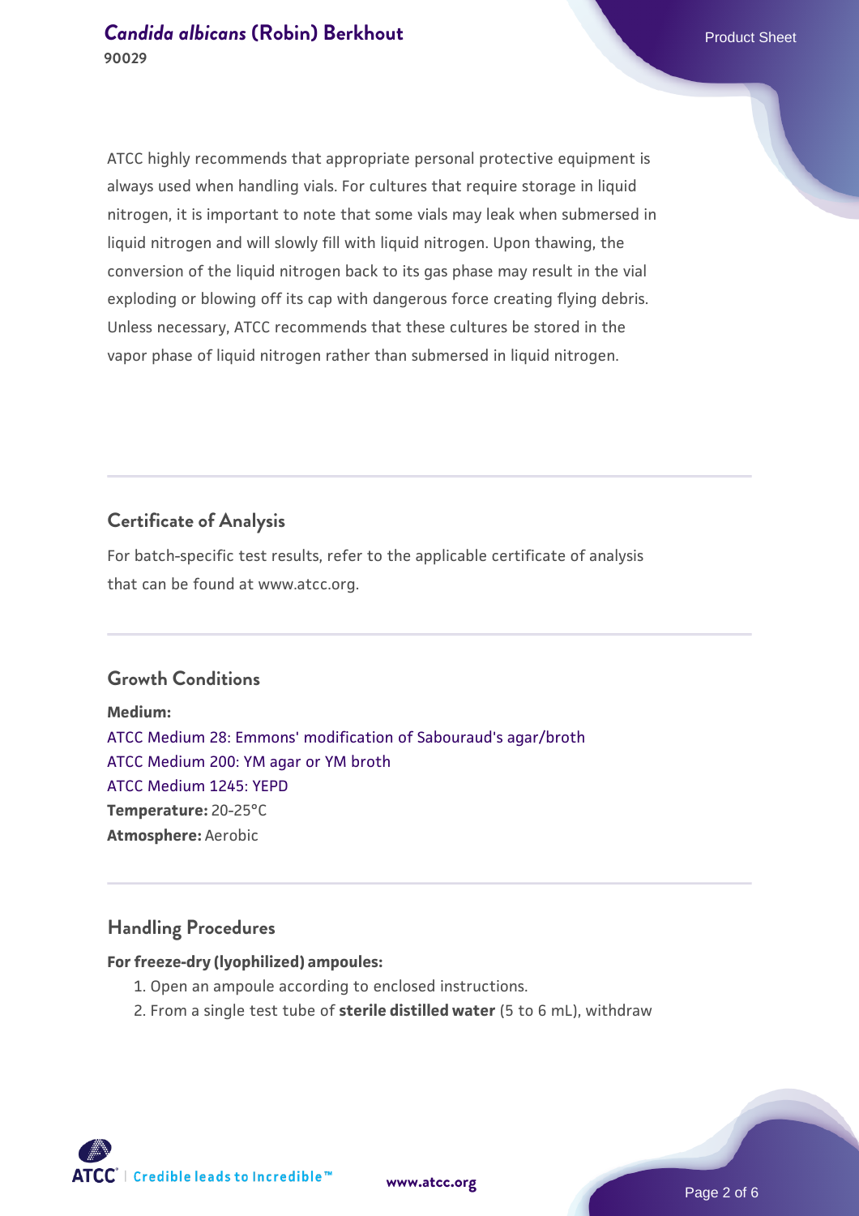ATCC highly recommends that appropriate personal protective equipment is always used when handling vials. For cultures that require storage in liquid nitrogen, it is important to note that some vials may leak when submersed in liquid nitrogen and will slowly fill with liquid nitrogen. Upon thawing, the conversion of the liquid nitrogen back to its gas phase may result in the vial exploding or blowing off its cap with dangerous force creating flying debris. Unless necessary, ATCC recommends that these cultures be stored in the vapor phase of liquid nitrogen rather than submersed in liquid nitrogen.

## Certificate of Analysis

For batch-specific test results, refer to the applicable certificate of analysis that can be found at www.atcc.org.

## Growth Conditions

**Medium:**
ATCC Medium 28: Emmons' modification of Sabouraud's agar/broth
ATCC Medium 200: YM agar or YM broth
ATCC Medium 1245: YEPD
**Temperature:** 20-25°C
**Atmosphere:** Aerobic

## Handling Procedures

**For freeze-dry (lyophilized) ampoules:**

1. Open an ampoule according to enclosed instructions.
2. From a single test tube of **sterile distilled water** (5 to 6 mL), withdraw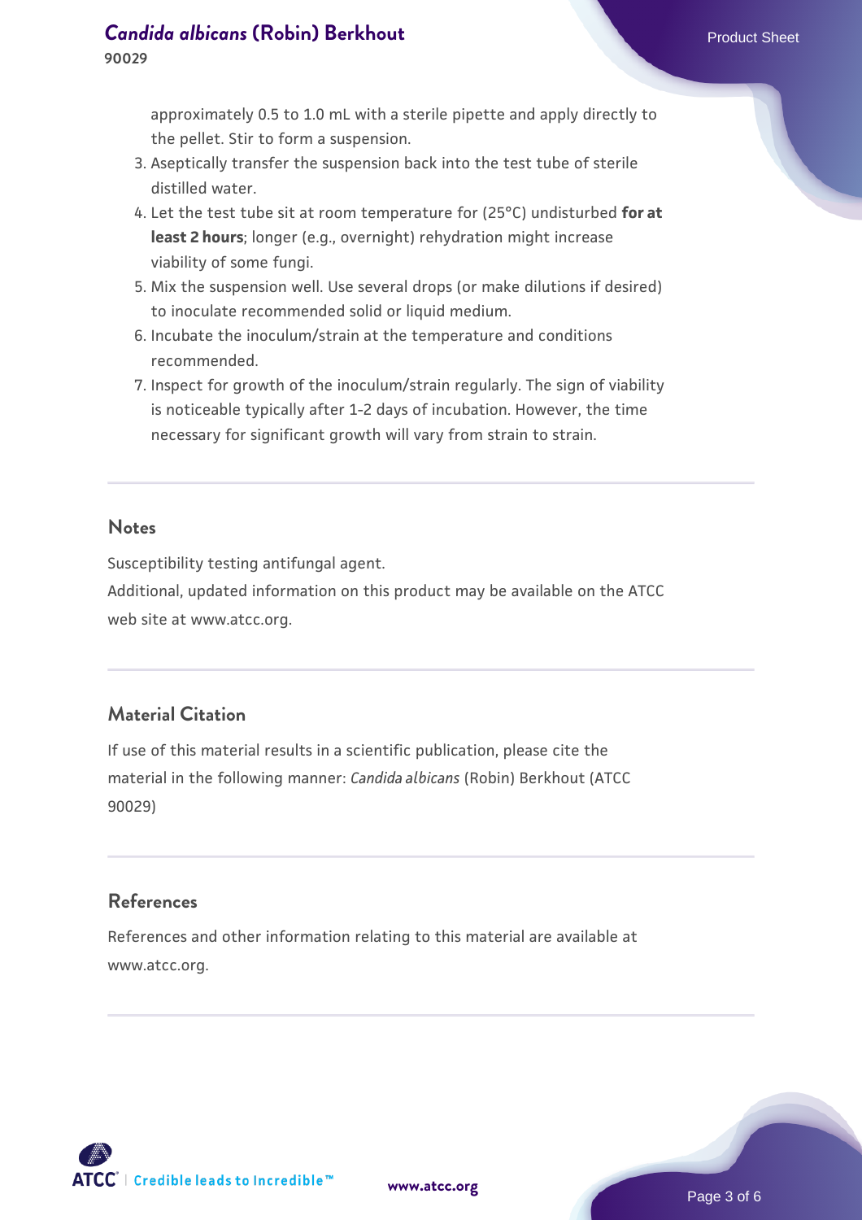approximately 0.5 to 1.0 mL with a sterile pipette and apply directly to the pellet. Stir to form a suspension.

3. Aseptically transfer the suspension back into the test tube of sterile distilled water.
4. Let the test tube sit at room temperature for (25°C) undisturbed **for at least 2 hours**; longer (e.g., overnight) rehydration might increase viability of some fungi.
5. Mix the suspension well. Use several drops (or make dilutions if desired) to inoculate recommended solid or liquid medium.
6. Incubate the inoculum/strain at the temperature and conditions recommended.
7. Inspect for growth of the inoculum/strain regularly. The sign of viability is noticeable typically after 1-2 days of incubation. However, the time necessary for significant growth will vary from strain to strain.

## Notes

Susceptibility testing antifungal agent.

Additional, updated information on this product may be available on the ATCC web site at www.atcc.org.

## Material Citation

If use of this material results in a scientific publication, please cite the material in the following manner: *Candida albicans* (Robin) Berkhout (ATCC 90029)

## References

References and other information relating to this material are available at www.atcc.org.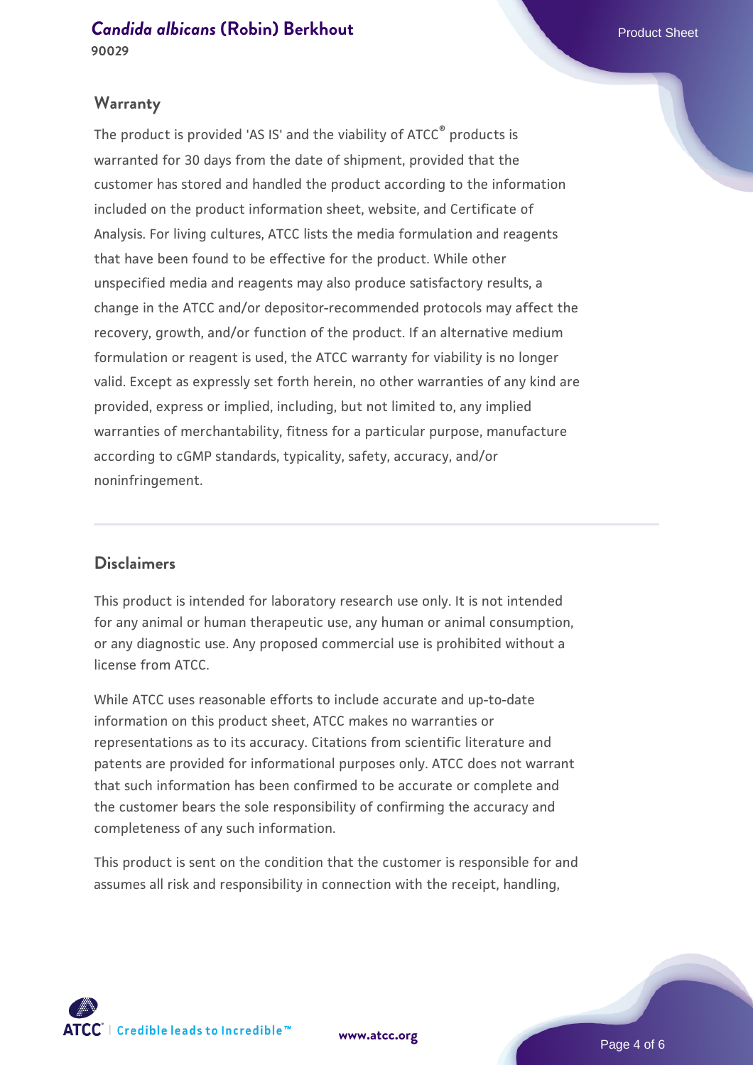## Warranty

The product is provided 'AS IS' and the viability of ATCC® products is warranted for 30 days from the date of shipment, provided that the customer has stored and handled the product according to the information included on the product information sheet, website, and Certificate of Analysis. For living cultures, ATCC lists the media formulation and reagents that have been found to be effective for the product. While other unspecified media and reagents may also produce satisfactory results, a change in the ATCC and/or depositor-recommended protocols may affect the recovery, growth, and/or function of the product. If an alternative medium formulation or reagent is used, the ATCC warranty for viability is no longer valid. Except as expressly set forth herein, no other warranties of any kind are provided, express or implied, including, but not limited to, any implied warranties of merchantability, fitness for a particular purpose, manufacture according to cGMP standards, typicality, safety, accuracy, and/or noninfringement.

## Disclaimers

This product is intended for laboratory research use only. It is not intended for any animal or human therapeutic use, any human or animal consumption, or any diagnostic use. Any proposed commercial use is prohibited without a license from ATCC.

While ATCC uses reasonable efforts to include accurate and up-to-date information on this product sheet, ATCC makes no warranties or representations as to its accuracy. Citations from scientific literature and patents are provided for informational purposes only. ATCC does not warrant that such information has been confirmed to be accurate or complete and the customer bears the sole responsibility of confirming the accuracy and completeness of any such information.

This product is sent on the condition that the customer is responsible for and assumes all risk and responsibility in connection with the receipt, handling,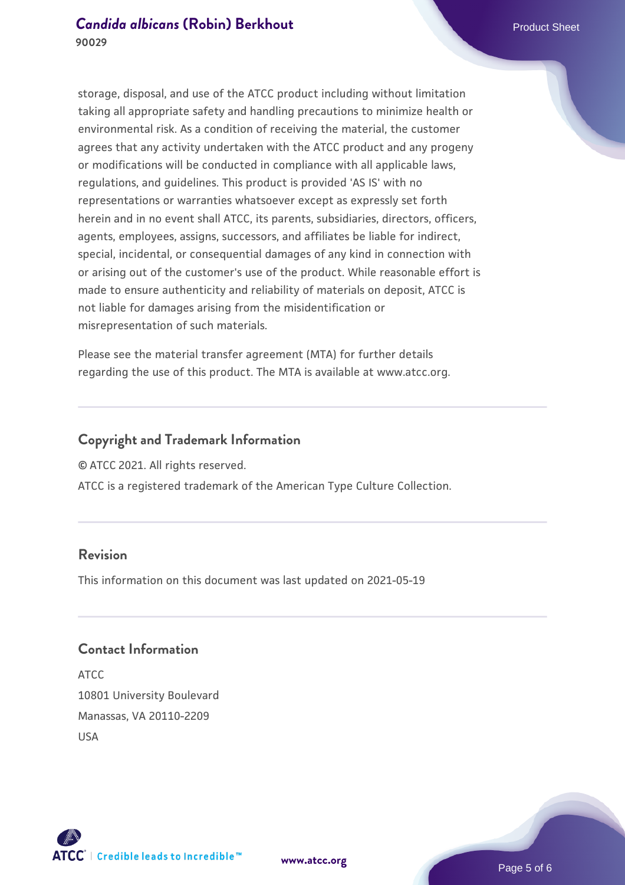storage, disposal, and use of the ATCC product including without limitation taking all appropriate safety and handling precautions to minimize health or environmental risk. As a condition of receiving the material, the customer agrees that any activity undertaken with the ATCC product and any progeny or modifications will be conducted in compliance with all applicable laws, regulations, and guidelines. This product is provided 'AS IS' with no representations or warranties whatsoever except as expressly set forth herein and in no event shall ATCC, its parents, subsidiaries, directors, officers, agents, employees, assigns, successors, and affiliates be liable for indirect, special, incidental, or consequential damages of any kind in connection with or arising out of the customer's use of the product. While reasonable effort is made to ensure authenticity and reliability of materials on deposit, ATCC is not liable for damages arising from the misidentification or misrepresentation of such materials.

Please see the material transfer agreement (MTA) for further details regarding the use of this product. The MTA is available at www.atcc.org.

## Copyright and Trademark Information

© ATCC 2021. All rights reserved.

ATCC is a registered trademark of the American Type Culture Collection.

## Revision

This information on this document was last updated on 2021-05-19

## Contact Information

ATCC
10801 University Boulevard
Manassas, VA 20110-2209
USA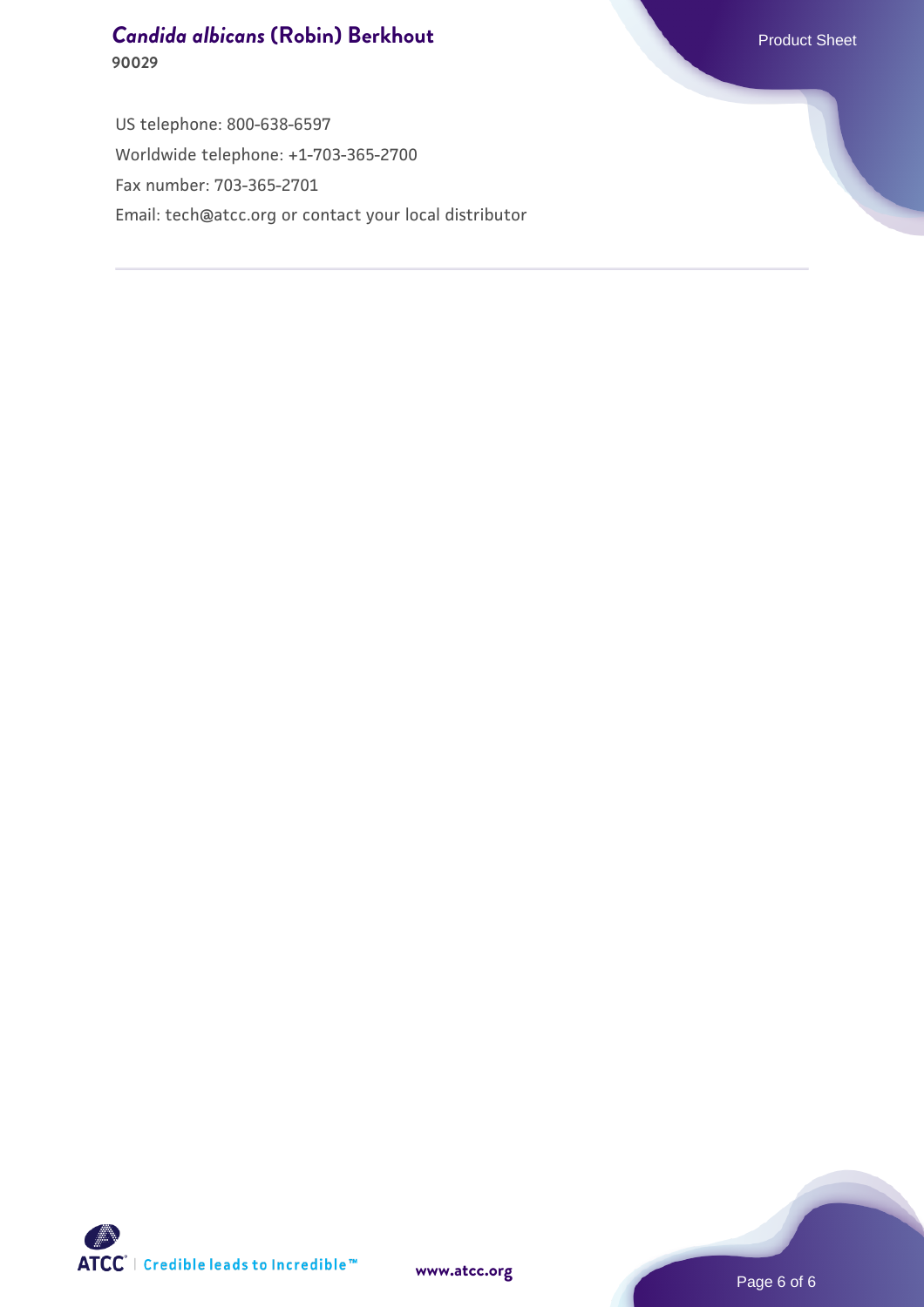US telephone: 800-638-6597

Worldwide telephone: +1-703-365-2700

Fax number: 703-365-2701

Email: tech@atcc.org or contact your local distributor